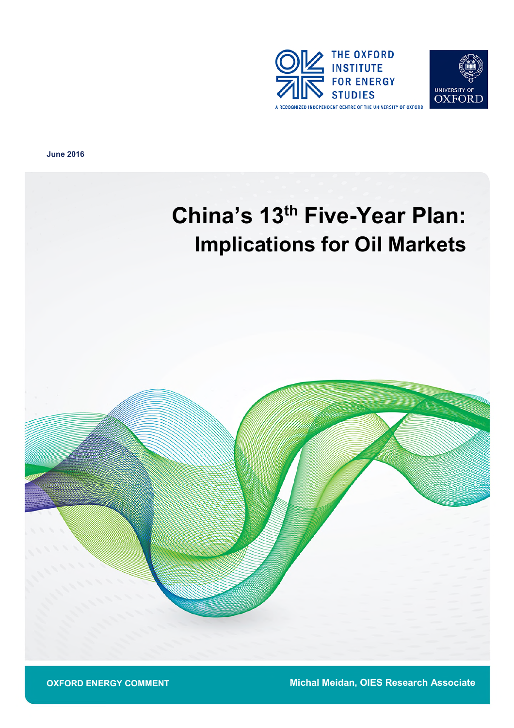THE OXFORD INSTITUTE FOR ENERGY STUDIES

A RECOGNIZED INDEPENDENT CENTRE OF THE UNIVERSITY OF OXFORD

UNIVERSITY OF OXFORD

**June 2016**

# China's 13th Five-Year Plan: Implications for Oil Markets

**OXFORD ENERGY COMMENT**

**Michal Meidan, OIES Research Associate**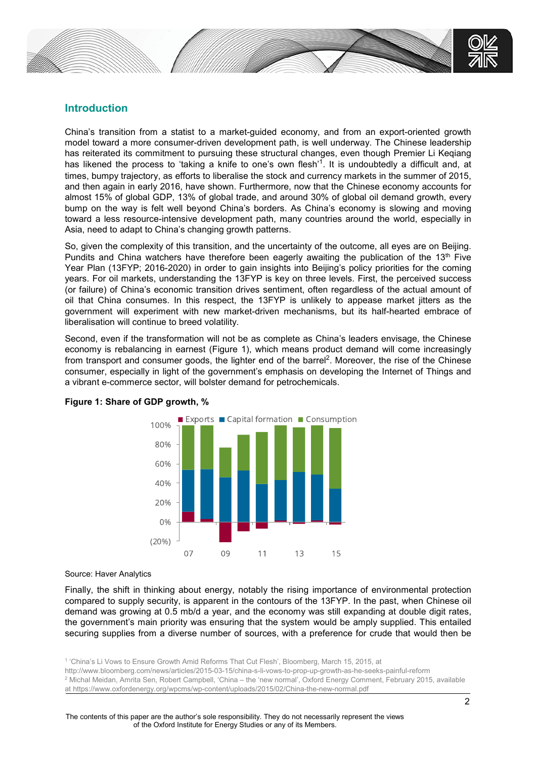## Introduction

China's transition from a statist to a market-guided economy, and from an export-oriented growth model toward a more consumer-driven development path, is well underway. The Chinese leadership has reiterated its commitment to pursuing these structural changes, even though Premier Li Keqiang has likened the process to 'taking a knife to one's own flesh'[1]. It is undoubtedly a difficult and, at times, bumpy trajectory, as efforts to liberalise the stock and currency markets in the summer of 2015, and then again in early 2016, have shown. Furthermore, now that the Chinese economy accounts for almost 15% of global GDP, 13% of global trade, and around 30% of global oil demand growth, every bump on the way is felt well beyond China's borders. As China's economy is slowing and moving toward a less resource-intensive development path, many countries around the world, especially in Asia, need to adapt to China's changing growth patterns.

So, given the complexity of this transition, and the uncertainty of the outcome, all eyes are on Beijing. Pundits and China watchers have therefore been eagerly awaiting the publication of the 13th Five Year Plan (13FYP; 2016-2020) in order to gain insights into Beijing's policy priorities for the coming years. For oil markets, understanding the 13FYP is key on three levels. First, the perceived success (or failure) of China's economic transition drives sentiment, often regardless of the actual amount of oil that China consumes. In this respect, the 13FYP is unlikely to appease market jitters as the government will experiment with new market-driven mechanisms, but its half-hearted embrace of liberalisation will continue to breed volatility.

Second, even if the transformation will not be as complete as China's leaders envisage, the Chinese economy is rebalancing in earnest (Figure 1), which means product demand will come increasingly from transport and consumer goods, the lighter end of the barrel[2]. Moreover, the rise of the Chinese consumer, especially in light of the government's emphasis on developing the Internet of Things and a vibrant e-commerce sector, will bolster demand for petrochemicals.

**Figure 1: Share of GDP growth, %**

Source: Haver Analytics

Finally, the shift in thinking about energy, notably the rising importance of environmental protection compared to supply security, is apparent in the contours of the 13FYP. In the past, when Chinese oil demand was growing at 0.5 mb/d a year, and the economy was still expanding at double digit rates, the government's main priority was ensuring that the system would be amply supplied. This entailed securing supplies from a diverse number of sources, with a preference for crude that would then be

[1] 'China's Li Vows to Ensure Growth Amid Reforms That Cut Flesh', Bloomberg, March 15, 2015, at http://www.bloomberg.com/news/articles/2015-03-15/china-s-li-vows-to-prop-up-growth-as-he-seeks-painful-reform

[2] Michal Meidan, Amrita Sen, Robert Campbell, 'China – the 'new normal', Oxford Energy Comment, February 2015, available at https://www.oxfordenergy.org/wpcms/wp-content/uploads/2015/02/China-the-new-normal.pdf

The contents of this paper are the author's sole responsibility. They do not necessarily represent the views of the Oxford Institute for Energy Studies or any of its Members.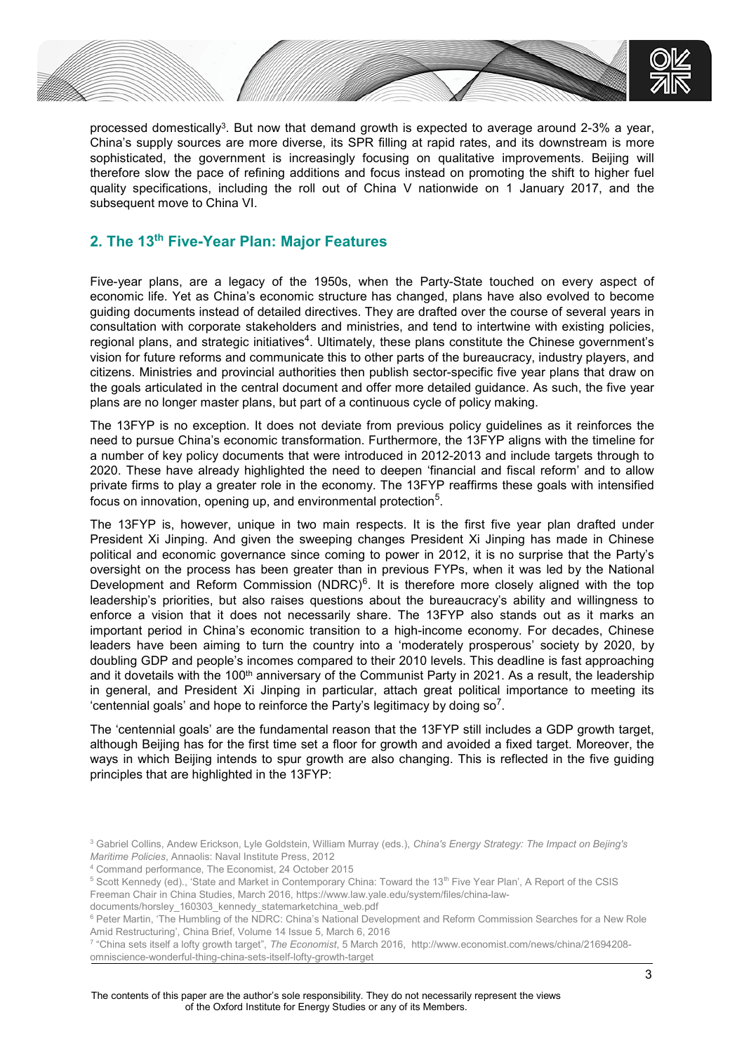processed domestically[3]. But now that demand growth is expected to average around 2-3% a year, China's supply sources are more diverse, its SPR filling at rapid rates, and its downstream is more sophisticated, the government is increasingly focusing on qualitative improvements. Beijing will therefore slow the pace of refining additions and focus instead on promoting the shift to higher fuel quality specifications, including the roll out of China V nationwide on 1 January 2017, and the subsequent move to China VI.

## 2. The 13th Five-Year Plan: Major Features

Five-year plans, are a legacy of the 1950s, when the Party-State touched on every aspect of economic life. Yet as China's economic structure has changed, plans have also evolved to become guiding documents instead of detailed directives. They are drafted over the course of several years in consultation with corporate stakeholders and ministries, and tend to intertwine with existing policies, regional plans, and strategic initiatives[4]. Ultimately, these plans constitute the Chinese government's vision for future reforms and communicate this to other parts of the bureaucracy, industry players, and citizens. Ministries and provincial authorities then publish sector-specific five year plans that draw on the goals articulated in the central document and offer more detailed guidance. As such, the five year plans are no longer master plans, but part of a continuous cycle of policy making.

The 13FYP is no exception. It does not deviate from previous policy guidelines as it reinforces the need to pursue China's economic transformation. Furthermore, the 13FYP aligns with the timeline for a number of key policy documents that were introduced in 2012-2013 and include targets through to 2020. These have already highlighted the need to deepen 'financial and fiscal reform' and to allow private firms to play a greater role in the economy. The 13FYP reaffirms these goals with intensified focus on innovation, opening up, and environmental protection[5].

The 13FYP is, however, unique in two main respects. It is the first five year plan drafted under President Xi Jinping. And given the sweeping changes President Xi Jinping has made in Chinese political and economic governance since coming to power in 2012, it is no surprise that the Party's oversight on the process has been greater than in previous FYPs, when it was led by the National Development and Reform Commission (NDRC)[6]. It is therefore more closely aligned with the top leadership's priorities, but also raises questions about the bureaucracy's ability and willingness to enforce a vision that it does not necessarily share. The 13FYP also stands out as it marks an important period in China's economic transition to a high-income economy. For decades, Chinese leaders have been aiming to turn the country into a 'moderately prosperous' society by 2020, by doubling GDP and people's incomes compared to their 2010 levels. This deadline is fast approaching and it dovetails with the 100th anniversary of the Communist Party in 2021. As a result, the leadership in general, and President Xi Jinping in particular, attach great political importance to meeting its 'centennial goals' and hope to reinforce the Party's legitimacy by doing so[7].

The 'centennial goals' are the fundamental reason that the 13FYP still includes a GDP growth target, although Beijing has for the first time set a floor for growth and avoided a fixed target. Moreover, the ways in which Beijing intends to spur growth are also changing. This is reflected in the five guiding principles that are highlighted in the 13FYP:

---

[3] Gabriel Collins, Andew Erickson, Lyle Goldstein, William Murray (eds.), *China's Energy Strategy: The Impact on Bejing's Maritime Policies*, Annaolis: Naval Institute Press, 2012

[4] Command performance, The Economist, 24 October 2015

[5] Scott Kennedy (ed)., 'State and Market in Contemporary China: Toward the 13th Five Year Plan', A Report of the CSIS Freeman Chair in China Studies, March 2016, https://www.law.yale.edu/system/files/china-law-documents/horsley_160303_kennedy_statemarketchina_web.pdf

[6] Peter Martin, 'The Humbling of the NDRC: China's National Development and Reform Commission Searches for a New Role Amid Restructuring', China Brief, Volume 14 Issue 5, March 6, 2016

[7] "China sets itself a lofty growth target", *The Economist*, 5 March 2016, http://www.economist.com/news/china/21694208-omniscience-wonderful-thing-china-sets-itself-lofty-growth-target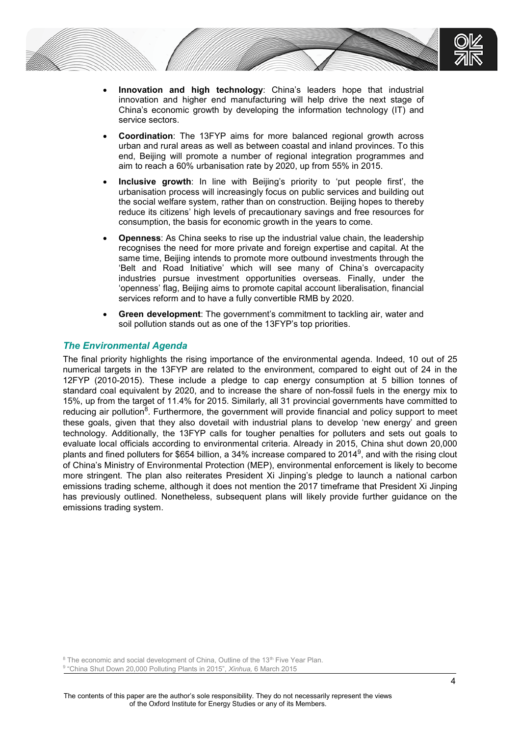- **Innovation and high technology**: China's leaders hope that industrial innovation and higher end manufacturing will help drive the next stage of China's economic growth by developing the information technology (IT) and service sectors.
- **Coordination**: The 13FYP aims for more balanced regional growth across urban and rural areas as well as between coastal and inland provinces. To this end, Beijing will promote a number of regional integration programmes and aim to reach a 60% urbanisation rate by 2020, up from 55% in 2015.
- **Inclusive growth**: In line with Beijing's priority to 'put people first', the urbanisation process will increasingly focus on public services and building out the social welfare system, rather than on construction. Beijing hopes to thereby reduce its citizens' high levels of precautionary savings and free resources for consumption, the basis for economic growth in the years to come.
- **Openness**: As China seeks to rise up the industrial value chain, the leadership recognises the need for more private and foreign expertise and capital. At the same time, Beijing intends to promote more outbound investments through the 'Belt and Road Initiative' which will see many of China's overcapacity industries pursue investment opportunities overseas. Finally, under the 'openness' flag, Beijing aims to promote capital account liberalisation, financial services reform and to have a fully convertible RMB by 2020.
- **Green development**: The government's commitment to tackling air, water and soil pollution stands out as one of the 13FYP's top priorities.

### *The Environmental Agenda*

The final priority highlights the rising importance of the environmental agenda. Indeed, 10 out of 25 numerical targets in the 13FYP are related to the environment, compared to eight out of 24 in the 12FYP (2010-2015). These include a pledge to cap energy consumption at 5 billion tonnes of standard coal equivalent by 2020, and to increase the share of non-fossil fuels in the energy mix to 15%, up from the target of 11.4% for 2015. Similarly, all 31 provincial governments have committed to reducing air pollution[8]. Furthermore, the government will provide financial and policy support to meet these goals, given that they also dovetail with industrial plans to develop 'new energy' and green technology. Additionally, the 13FYP calls for tougher penalties for polluters and sets out goals to evaluate local officials according to environmental criteria. Already in 2015, China shut down 20,000 plants and fined polluters for \$654 billion, a 34% increase compared to 2014[9], and with the rising clout of China's Ministry of Environmental Protection (MEP), environmental enforcement is likely to become more stringent. The plan also reiterates President Xi Jinping's pledge to launch a national carbon emissions trading scheme, although it does not mention the 2017 timeframe that President Xi Jinping has previously outlined. Nonetheless, subsequent plans will likely provide further guidance on the emissions trading system.

[8] The economic and social development of China, Outline of the 13th Five Year Plan.
[9] "China Shut Down 20,000 Polluting Plants in 2015", *Xinhua,* 6 March 2015

The contents of this paper are the author's sole responsibility. They do not necessarily represent the views of the Oxford Institute for Energy Studies or any of its Members.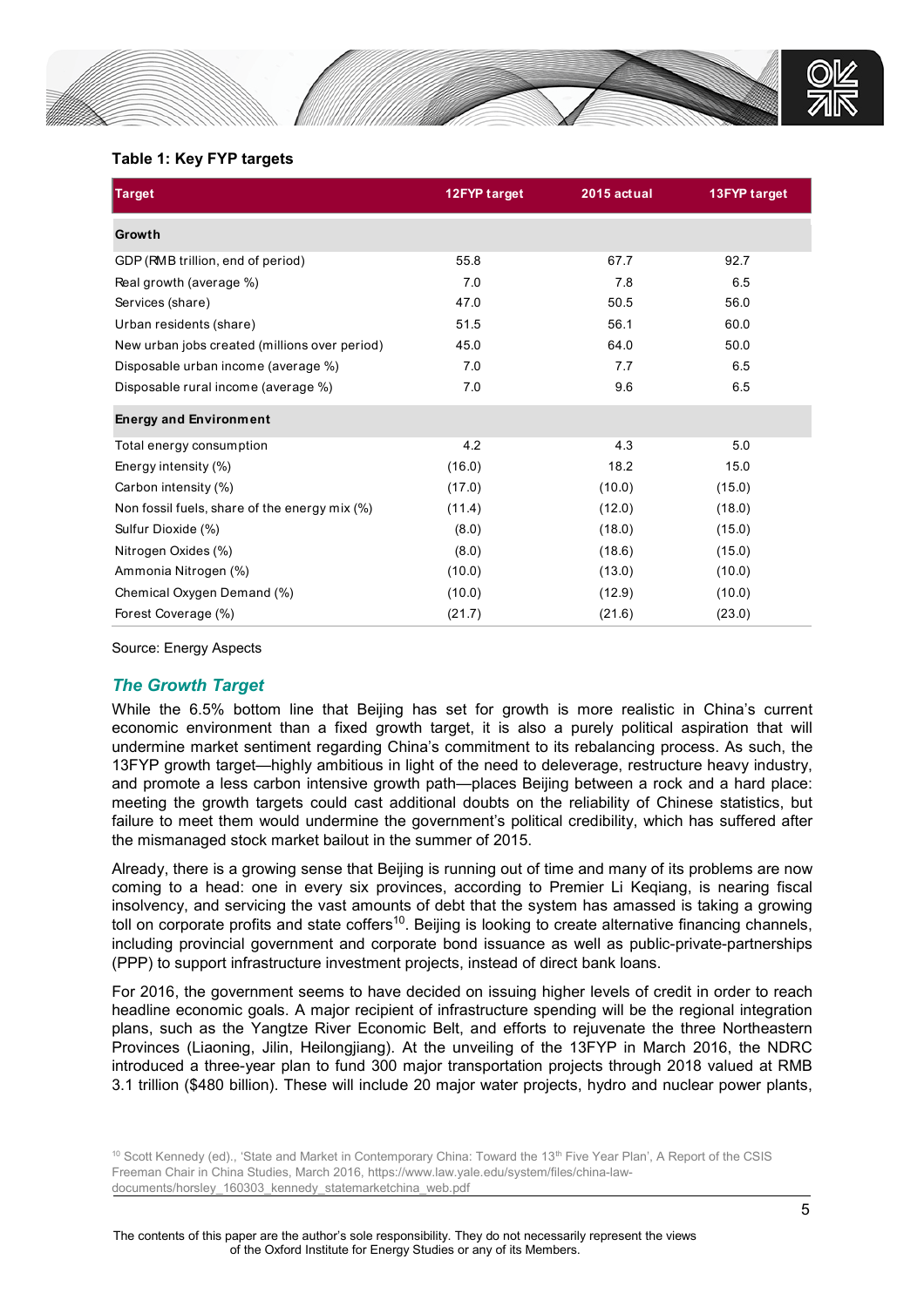**Table 1: Key FYP targets**

| Target | 12FYP target | 2015 actual | 13FYP target |
|---|---|---|---|
| **Growth** | | | |
| GDP (RMB trillion, end of period) | 55.8 | 67.7 | 92.7 |
| Real growth (average %) | 7.0 | 7.8 | 6.5 |
| Services (share) | 47.0 | 50.5 | 56.0 |
| Urban residents (share) | 51.5 | 56.1 | 60.0 |
| New urban jobs created (millions over period) | 45.0 | 64.0 | 50.0 |
| Disposable urban income (average %) | 7.0 | 7.7 | 6.5 |
| Disposable rural income (average %) | 7.0 | 9.6 | 6.5 |
| **Energy and Environment** | | | |
| Total energy consumption | 4.2 | 4.3 | 5.0 |
| Energy intensity (%) | (16.0) | 18.2 | 15.0 |
| Carbon intensity (%) | (17.0) | (10.0) | (15.0) |
| Non fossil fuels, share of the energy mix (%) | (11.4) | (12.0) | (18.0) |
| Sulfur Dioxide (%) | (8.0) | (18.0) | (15.0) |
| Nitrogen Oxides (%) | (8.0) | (18.6) | (15.0) |
| Ammonia Nitrogen (%) | (10.0) | (13.0) | (10.0) |
| Chemical Oxygen Demand (%) | (10.0) | (12.9) | (10.0) |
| Forest Coverage (%) | (21.7) | (21.6) | (23.0) |

Source: Energy Aspects

### *The Growth Target*

While the 6.5% bottom line that Beijing has set for growth is more realistic in China's current economic environment than a fixed growth target, it is also a purely political aspiration that will undermine market sentiment regarding China's commitment to its rebalancing process. As such, the 13FYP growth target—highly ambitious in light of the need to deleverage, restructure heavy industry, and promote a less carbon intensive growth path—places Beijing between a rock and a hard place: meeting the growth targets could cast additional doubts on the reliability of Chinese statistics, but failure to meet them would undermine the government's political credibility, which has suffered after the mismanaged stock market bailout in the summer of 2015.

Already, there is a growing sense that Beijing is running out of time and many of its problems are now coming to a head: one in every six provinces, according to Premier Li Keqiang, is nearing fiscal insolvency, and servicing the vast amounts of debt that the system has amassed is taking a growing toll on corporate profits and state coffers[10]. Beijing is looking to create alternative financing channels, including provincial government and corporate bond issuance as well as public-private-partnerships (PPP) to support infrastructure investment projects, instead of direct bank loans.

For 2016, the government seems to have decided on issuing higher levels of credit in order to reach headline economic goals. A major recipient of infrastructure spending will be the regional integration plans, such as the Yangtze River Economic Belt, and efforts to rejuvenate the three Northeastern Provinces (Liaoning, Jilin, Heilongjiang). At the unveiling of the 13FYP in March 2016, the NDRC introduced a three-year plan to fund 300 major transportation projects through 2018 valued at RMB 3.1 trillion ($480 billion). These will include 20 major water projects, hydro and nuclear power plants,

[10] Scott Kennedy (ed)., 'State and Market in Contemporary China: Toward the 13th Five Year Plan', A Report of the CSIS Freeman Chair in China Studies, March 2016, https://www.law.yale.edu/system/files/china-law-documents/horsley_160303_kennedy_statemarketchina_web.pdf

The contents of this paper are the author's sole responsibility. They do not necessarily represent the views of the Oxford Institute for Energy Studies or any of its Members.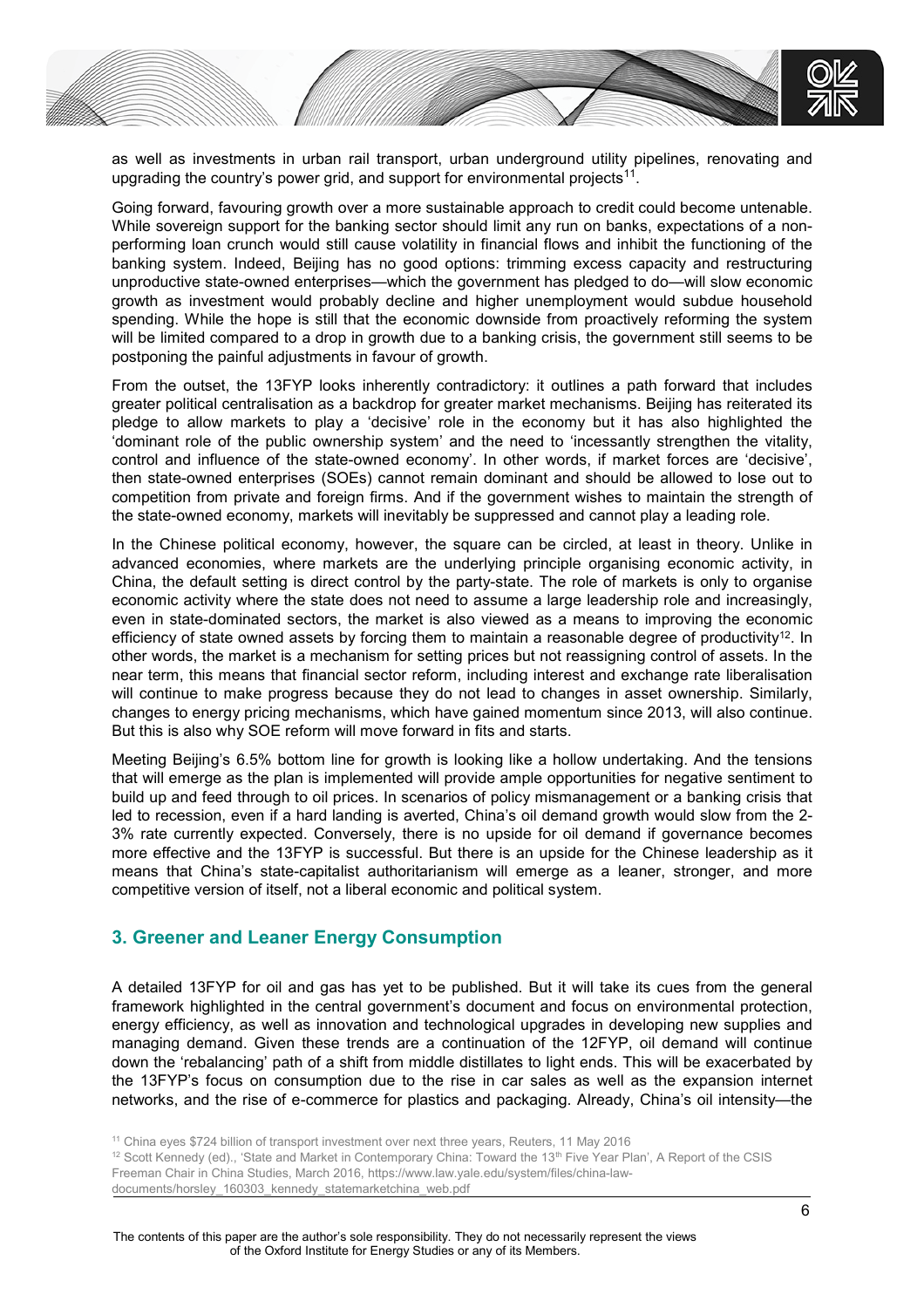as well as investments in urban rail transport, urban underground utility pipelines, renovating and upgrading the country's power grid, and support for environmental projects[11].

Going forward, favouring growth over a more sustainable approach to credit could become untenable. While sovereign support for the banking sector should limit any run on banks, expectations of a non-performing loan crunch would still cause volatility in financial flows and inhibit the functioning of the banking system. Indeed, Beijing has no good options: trimming excess capacity and restructuring unproductive state-owned enterprises—which the government has pledged to do—will slow economic growth as investment would probably decline and higher unemployment would subdue household spending. While the hope is still that the economic downside from proactively reforming the system will be limited compared to a drop in growth due to a banking crisis, the government still seems to be postponing the painful adjustments in favour of growth.

From the outset, the 13FYP looks inherently contradictory: it outlines a path forward that includes greater political centralisation as a backdrop for greater market mechanisms. Beijing has reiterated its pledge to allow markets to play a 'decisive' role in the economy but it has also highlighted the 'dominant role of the public ownership system' and the need to 'incessantly strengthen the vitality, control and influence of the state-owned economy'. In other words, if market forces are 'decisive', then state-owned enterprises (SOEs) cannot remain dominant and should be allowed to lose out to competition from private and foreign firms. And if the government wishes to maintain the strength of the state-owned economy, markets will inevitably be suppressed and cannot play a leading role.

In the Chinese political economy, however, the square can be circled, at least in theory. Unlike in advanced economies, where markets are the underlying principle organising economic activity, in China, the default setting is direct control by the party-state. The role of markets is only to organise economic activity where the state does not need to assume a large leadership role and increasingly, even in state-dominated sectors, the market is also viewed as a means to improving the economic efficiency of state owned assets by forcing them to maintain a reasonable degree of productivity[12]. In other words, the market is a mechanism for setting prices but not reassigning control of assets. In the near term, this means that financial sector reform, including interest and exchange rate liberalisation will continue to make progress because they do not lead to changes in asset ownership. Similarly, changes to energy pricing mechanisms, which have gained momentum since 2013, will also continue. But this is also why SOE reform will move forward in fits and starts.

Meeting Beijing's 6.5% bottom line for growth is looking like a hollow undertaking. And the tensions that will emerge as the plan is implemented will provide ample opportunities for negative sentiment to build up and feed through to oil prices. In scenarios of policy mismanagement or a banking crisis that led to recession, even if a hard landing is averted, China's oil demand growth would slow from the 2-3% rate currently expected. Conversely, there is no upside for oil demand if governance becomes more effective and the 13FYP is successful. But there is an upside for the Chinese leadership as it means that China's state-capitalist authoritarianism will emerge as a leaner, stronger, and more competitive version of itself, not a liberal economic and political system.

## 3. Greener and Leaner Energy Consumption

A detailed 13FYP for oil and gas has yet to be published. But it will take its cues from the general framework highlighted in the central government's document and focus on environmental protection, energy efficiency, as well as innovation and technological upgrades in developing new supplies and managing demand. Given these trends are a continuation of the 12FYP, oil demand will continue down the 'rebalancing' path of a shift from middle distillates to light ends. This will be exacerbated by the 13FYP's focus on consumption due to the rise in car sales as well as the expansion internet networks, and the rise of e-commerce for plastics and packaging. Already, China's oil intensity—the

[11] China eyes $724 billion of transport investment over next three years, Reuters, 11 May 2016

[12] Scott Kennedy (ed)., 'State and Market in Contemporary China: Toward the 13th Five Year Plan', A Report of the CSIS Freeman Chair in China Studies, March 2016, https://www.law.yale.edu/system/files/china-law-documents/horsley_160303_kennedy_statemarketchina_web.pdf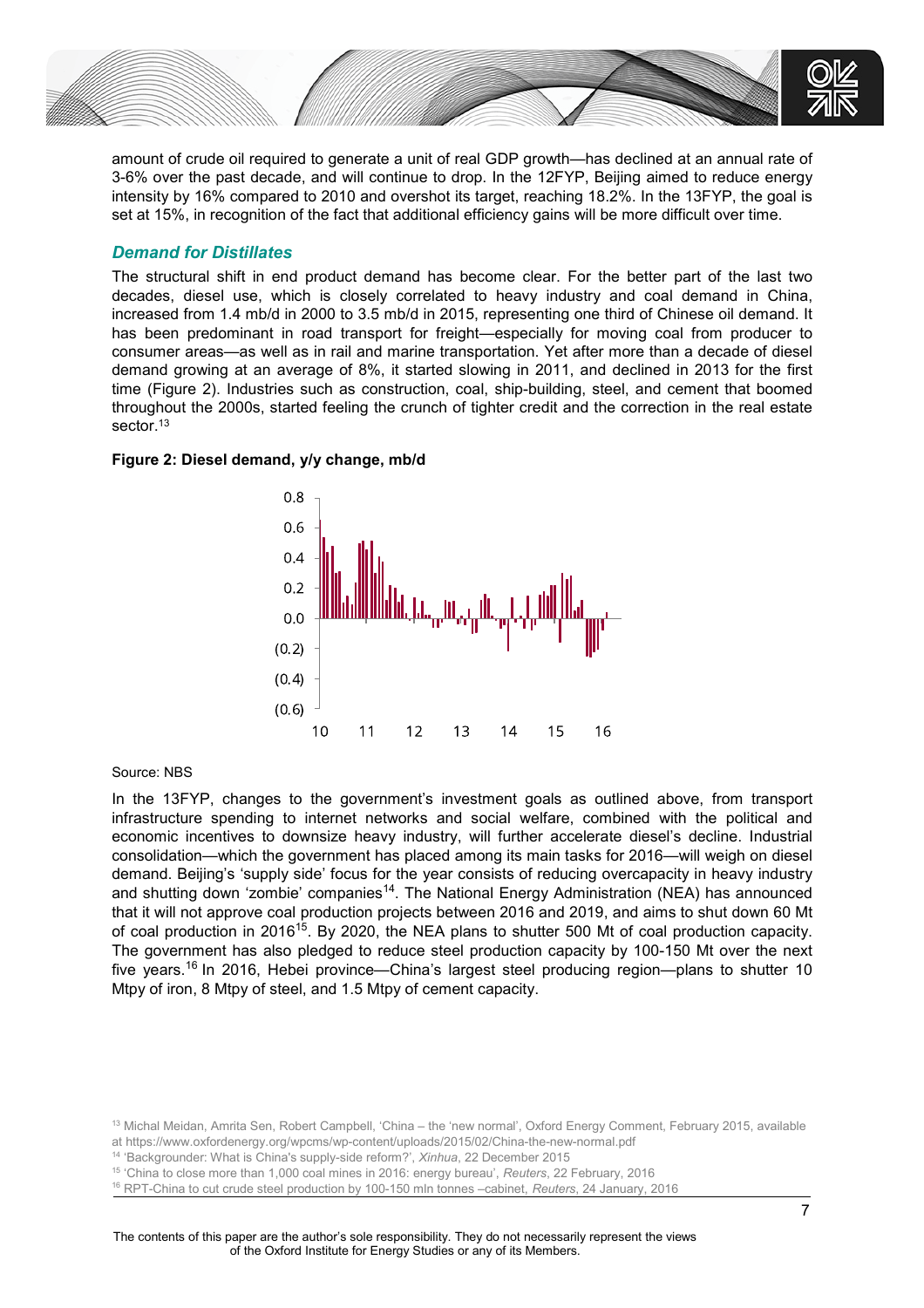amount of crude oil required to generate a unit of real GDP growth—has declined at an annual rate of 3-6% over the past decade, and will continue to drop. In the 12FYP, Beijing aimed to reduce energy intensity by 16% compared to 2010 and overshot its target, reaching 18.2%. In the 13FYP, the goal is set at 15%, in recognition of the fact that additional efficiency gains will be more difficult over time.

### *Demand for Distillates*

The structural shift in end product demand has become clear. For the better part of the last two decades, diesel use, which is closely correlated to heavy industry and coal demand in China, increased from 1.4 mb/d in 2000 to 3.5 mb/d in 2015, representing one third of Chinese oil demand. It has been predominant in road transport for freight—especially for moving coal from producer to consumer areas—as well as in rail and marine transportation. Yet after more than a decade of diesel demand growing at an average of 8%, it started slowing in 2011, and declined in 2013 for the first time (Figure 2). Industries such as construction, coal, ship-building, steel, and cement that boomed throughout the 2000s, started feeling the crunch of tighter credit and the correction in the real estate sector.[13]

**Figure 2: Diesel demand, y/y change, mb/d**

Source: NBS

In the 13FYP, changes to the government's investment goals as outlined above, from transport infrastructure spending to internet networks and social welfare, combined with the political and economic incentives to downsize heavy industry, will further accelerate diesel's decline. Industrial consolidation—which the government has placed among its main tasks for 2016—will weigh on diesel demand. Beijing's 'supply side' focus for the year consists of reducing overcapacity in heavy industry and shutting down 'zombie' companies[14]. The National Energy Administration (NEA) has announced that it will not approve coal production projects between 2016 and 2019, and aims to shut down 60 Mt of coal production in 2016[15]. By 2020, the NEA plans to shutter 500 Mt of coal production capacity. The government has also pledged to reduce steel production capacity by 100-150 Mt over the next five years.[16] In 2016, Hebei province—China's largest steel producing region—plans to shutter 10 Mtpy of iron, 8 Mtpy of steel, and 1.5 Mtpy of cement capacity.

[13] Michal Meidan, Amrita Sen, Robert Campbell, 'China – the 'new normal', Oxford Energy Comment, February 2015, available at https://www.oxfordenergy.org/wpcms/wp-content/uploads/2015/02/China-the-new-normal.pdf

[14] 'Backgrounder: What is China's supply-side reform?', *Xinhua*, 22 December 2015

[15] 'China to close more than 1,000 coal mines in 2016: energy bureau', *Reuters*, 22 February, 2016

[16] RPT-China to cut crude steel production by 100-150 mln tonnes –cabinet, *Reuters*, 24 January, 2016

The contents of this paper are the author's sole responsibility. They do not necessarily represent the views of the Oxford Institute for Energy Studies or any of its Members.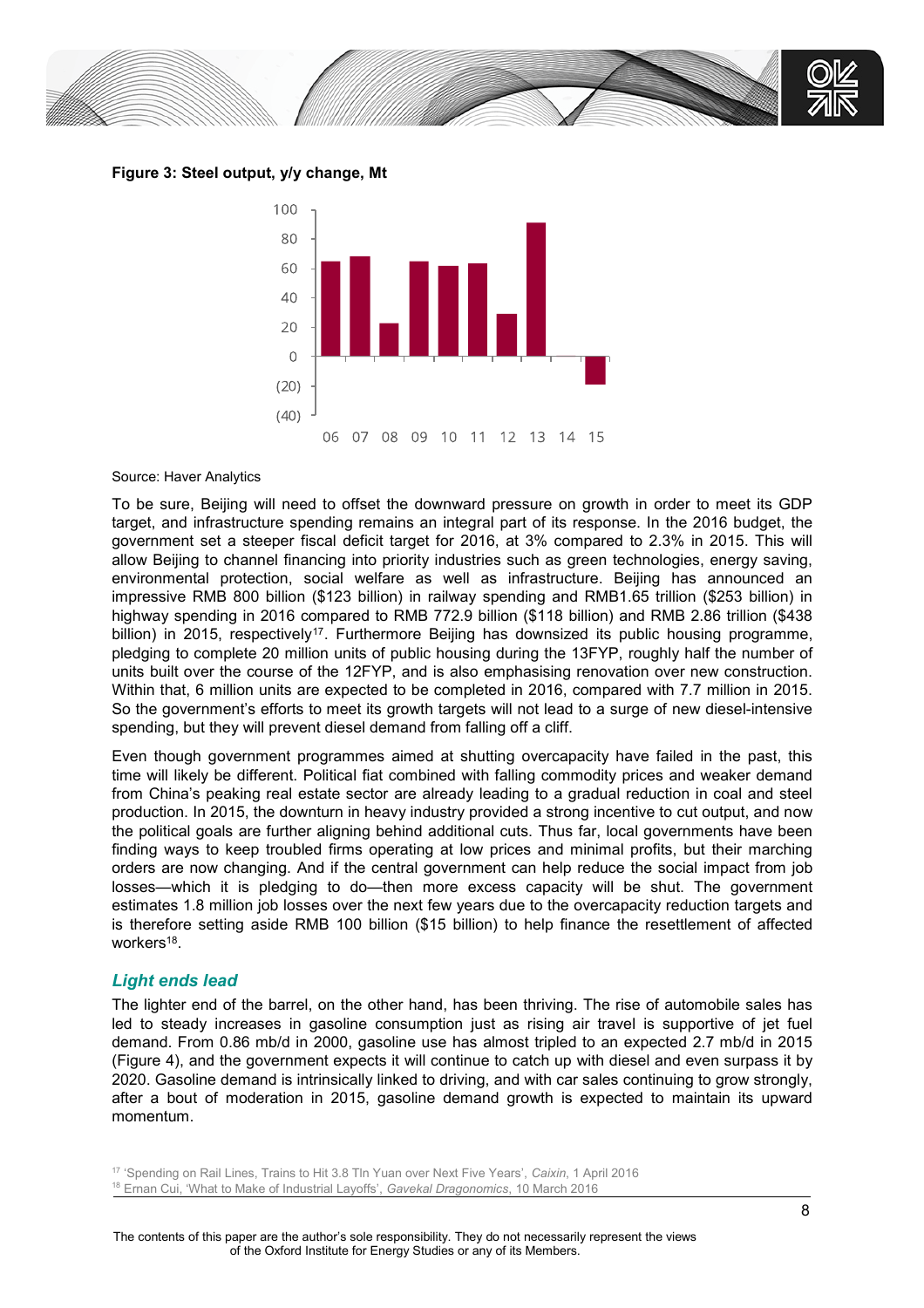**Figure 3: Steel output, y/y change, Mt**

Source: Haver Analytics

To be sure, Beijing will need to offset the downward pressure on growth in order to meet its GDP target, and infrastructure spending remains an integral part of its response. In the 2016 budget, the government set a steeper fiscal deficit target for 2016, at 3% compared to 2.3% in 2015. This will allow Beijing to channel financing into priority industries such as green technologies, energy saving, environmental protection, social welfare as well as infrastructure. Beijing has announced an impressive RMB 800 billion ($123 billion) in railway spending and RMB1.65 trillion ($253 billion) in highway spending in 2016 compared to RMB 772.9 billion ($118 billion) and RMB 2.86 trillion ($438 billion) in 2015, respectively[17]. Furthermore Beijing has downsized its public housing programme, pledging to complete 20 million units of public housing during the 13FYP, roughly half the number of units built over the course of the 12FYP, and is also emphasising renovation over new construction. Within that, 6 million units are expected to be completed in 2016, compared with 7.7 million in 2015. So the government's efforts to meet its growth targets will not lead to a surge of new diesel-intensive spending, but they will prevent diesel demand from falling off a cliff.

Even though government programmes aimed at shutting overcapacity have failed in the past, this time will likely be different. Political fiat combined with falling commodity prices and weaker demand from China's peaking real estate sector are already leading to a gradual reduction in coal and steel production. In 2015, the downturn in heavy industry provided a strong incentive to cut output, and now the political goals are further aligning behind additional cuts. Thus far, local governments have been finding ways to keep troubled firms operating at low prices and minimal profits, but their marching orders are now changing. And if the central government can help reduce the social impact from job losses—which it is pledging to do—then more excess capacity will be shut. The government estimates 1.8 million job losses over the next few years due to the overcapacity reduction targets and is therefore setting aside RMB 100 billion ($15 billion) to help finance the resettlement of affected workers[18].

## *Light ends lead*

The lighter end of the barrel, on the other hand, has been thriving. The rise of automobile sales has led to steady increases in gasoline consumption just as rising air travel is supportive of jet fuel demand. From 0.86 mb/d in 2000, gasoline use has almost tripled to an expected 2.7 mb/d in 2015 (Figure 4), and the government expects it will continue to catch up with diesel and even surpass it by 2020. Gasoline demand is intrinsically linked to driving, and with car sales continuing to grow strongly, after a bout of moderation in 2015, gasoline demand growth is expected to maintain its upward momentum.

[17] 'Spending on Rail Lines, Trains to Hit 3.8 Tln Yuan over Next Five Years', *Caixin*, 1 April 2016

[18] Ernan Cui, 'What to Make of Industrial Layoffs', *Gavekal Dragonomics*, 10 March 2016

The contents of this paper are the author's sole responsibility. They do not necessarily represent the views of the Oxford Institute for Energy Studies or any of its Members.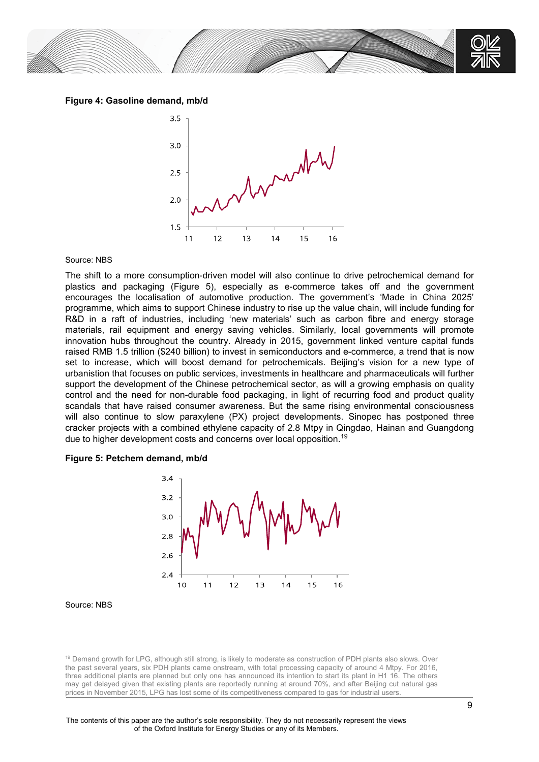**Figure 4: Gasoline demand, mb/d**

Source: NBS

The shift to a more consumption-driven model will also continue to drive petrochemical demand for plastics and packaging (Figure 5), especially as e-commerce takes off and the government encourages the localisation of automotive production. The government's 'Made in China 2025' programme, which aims to support Chinese industry to rise up the value chain, will include funding for R&D in a raft of industries, including 'new materials' such as carbon fibre and energy storage materials, rail equipment and energy saving vehicles. Similarly, local governments will promote innovation hubs throughout the country. Already in 2015, government linked venture capital funds raised RMB 1.5 trillion ($240 billion) to invest in semiconductors and e-commerce, a trend that is now set to increase, which will boost demand for petrochemicals. Beijing's vision for a new type of urbanistion that focuses on public services, investments in healthcare and pharmaceuticals will further support the development of the Chinese petrochemical sector, as will a growing emphasis on quality control and the need for non-durable food packaging, in light of recurring food and product quality scandals that have raised consumer awareness. But the same rising environmental consciousness will also continue to slow paraxylene (PX) project developments. Sinopec has postponed three cracker projects with a combined ethylene capacity of 2.8 Mtpy in Qingdao, Hainan and Guangdong due to higher development costs and concerns over local opposition.[19]

**Figure 5: Petchem demand, mb/d**

Source: NBS

[19] Demand growth for LPG, although still strong, is likely to moderate as construction of PDH plants also slows. Over the past several years, six PDH plants came onstream, with total processing capacity of around 4 Mtpy. For 2016, three additional plants are planned but only one has announced its intention to start its plant in H1 16. The others may get delayed given that existing plants are reportedly running at around 70%, and after Beijing cut natural gas prices in November 2015, LPG has lost some of its competitiveness compared to gas for industrial users.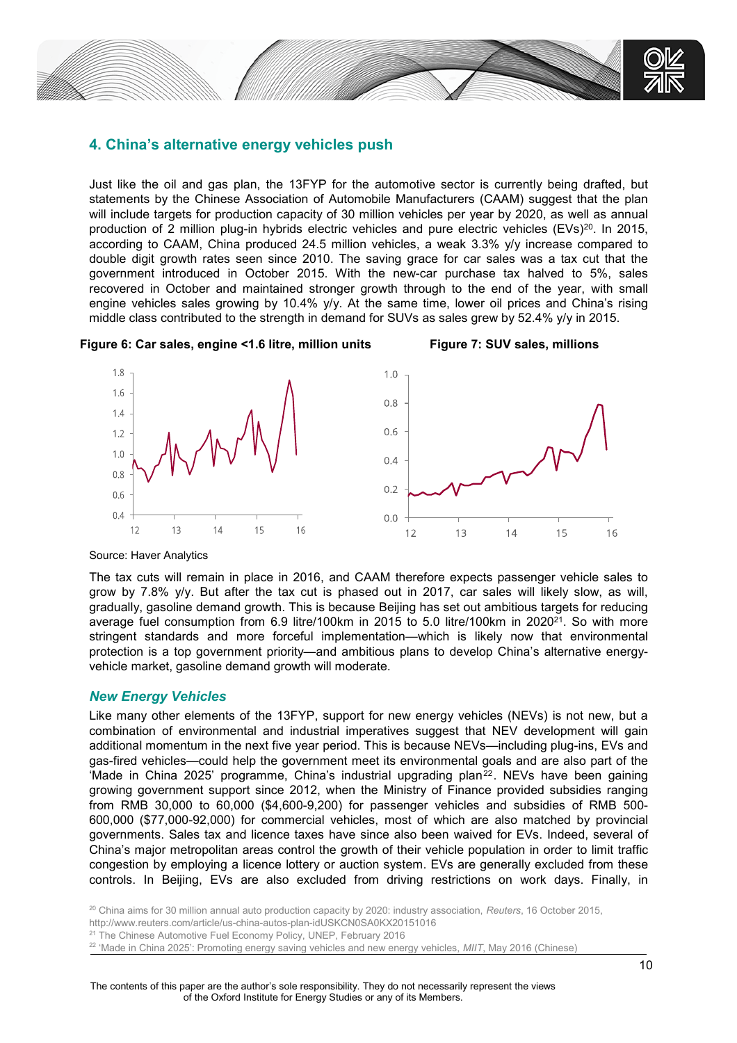## 4. China's alternative energy vehicles push

Just like the oil and gas plan, the 13FYP for the automotive sector is currently being drafted, but statements by the Chinese Association of Automobile Manufacturers (CAAM) suggest that the plan will include targets for production capacity of 30 million vehicles per year by 2020, as well as annual production of 2 million plug-in hybrids electric vehicles and pure electric vehicles (EVs)[20]. In 2015, according to CAAM, China produced 24.5 million vehicles, a weak 3.3% y/y increase compared to double digit growth rates seen since 2010. The saving grace for car sales was a tax cut that the government introduced in October 2015. With the new-car purchase tax halved to 5%, sales recovered in October and maintained stronger growth through to the end of the year, with small engine vehicles sales growing by 10.4% y/y. At the same time, lower oil prices and China's rising middle class contributed to the strength in demand for SUVs as sales grew by 52.4% y/y in 2015.

**Figure 6: Car sales, engine <1.6 litre, million units**

**Figure 7: SUV sales, millions**

Source: Haver Analytics

The tax cuts will remain in place in 2016, and CAAM therefore expects passenger vehicle sales to grow by 7.8% y/y. But after the tax cut is phased out in 2017, car sales will likely slow, as will, gradually, gasoline demand growth. This is because Beijing has set out ambitious targets for reducing average fuel consumption from 6.9 litre/100km in 2015 to 5.0 litre/100km in 2020[21]. So with more stringent standards and more forceful implementation—which is likely now that environmental protection is a top government priority—and ambitious plans to develop China's alternative energy-vehicle market, gasoline demand growth will moderate.

### *New Energy Vehicles*

Like many other elements of the 13FYP, support for new energy vehicles (NEVs) is not new, but a combination of environmental and industrial imperatives suggest that NEV development will gain additional momentum in the next five year period. This is because NEVs—including plug-ins, EVs and gas-fired vehicles—could help the government meet its environmental goals and are also part of the 'Made in China 2025' programme, China's industrial upgrading plan[22]. NEVs have been gaining growing government support since 2012, when the Ministry of Finance provided subsidies ranging from RMB 30,000 to 60,000 ($4,600-9,200) for passenger vehicles and subsidies of RMB 500-600,000 ($77,000-92,000) for commercial vehicles, most of which are also matched by provincial governments. Sales tax and licence taxes have since also been waived for EVs. Indeed, several of China's major metropolitan areas control the growth of their vehicle population in order to limit traffic congestion by employing a licence lottery or auction system. EVs are generally excluded from these controls. In Beijing, EVs are also excluded from driving restrictions on work days. Finally, in

[20] China aims for 30 million annual auto production capacity by 2020: industry association, *Reuters*, 16 October 2015, http://www.reuters.com/article/us-china-autos-plan-idUSKCN0SA0KX20151016

[21] The Chinese Automotive Fuel Economy Policy, UNEP, February 2016

[22] 'Made in China 2025': Promoting energy saving vehicles and new energy vehicles, *MIIT*, May 2016 (Chinese)

The contents of this paper are the author's sole responsibility. They do not necessarily represent the views of the Oxford Institute for Energy Studies or any of its Members.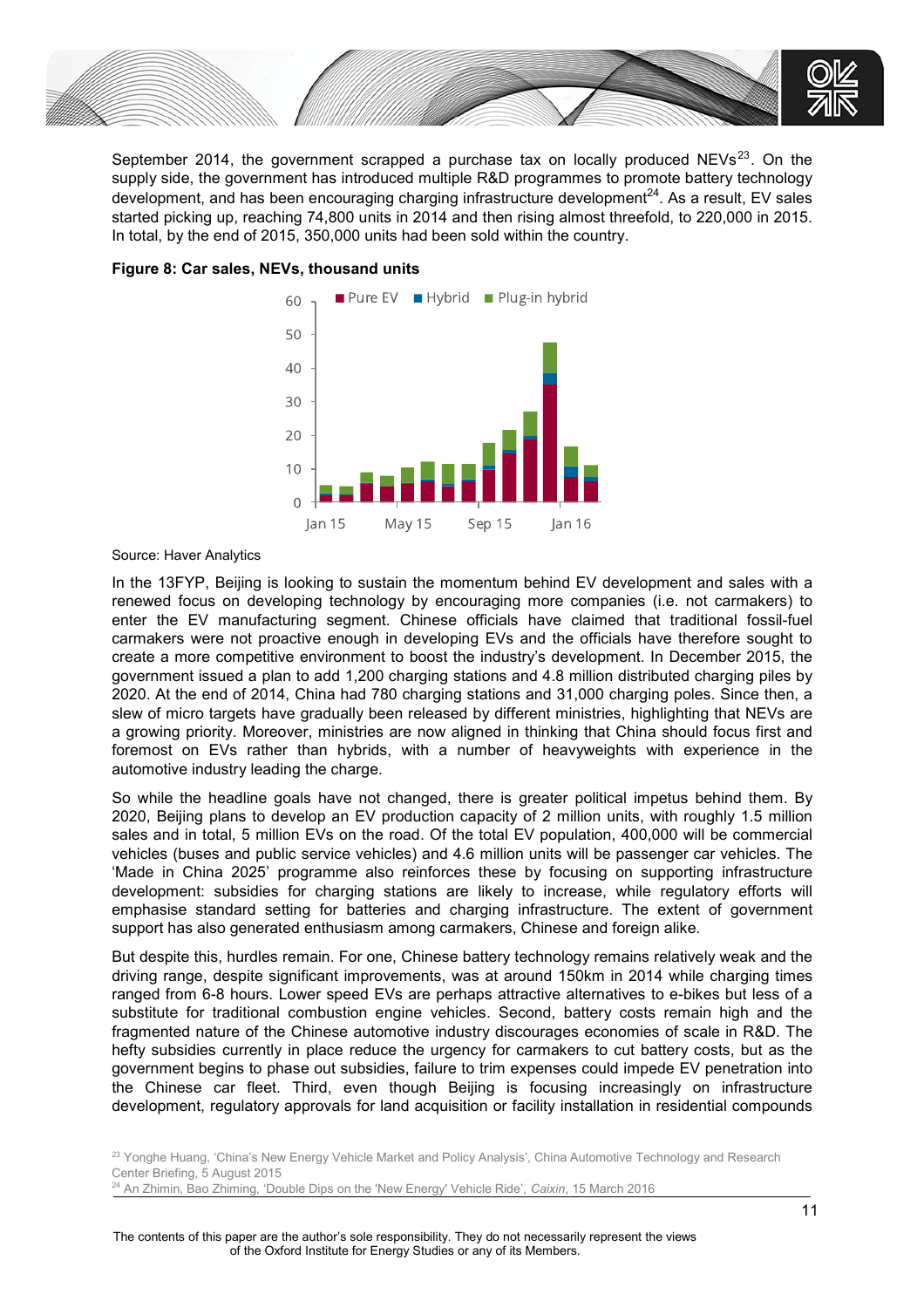September 2014, the government scrapped a purchase tax on locally produced NEVs[23]. On the supply side, the government has introduced multiple R&D programmes to promote battery technology development, and has been encouraging charging infrastructure development[24]. As a result, EV sales started picking up, reaching 74,800 units in 2014 and then rising almost threefold, to 220,000 in 2015. In total, by the end of 2015, 350,000 units had been sold within the country.

**Figure 8: Car sales, NEVs, thousand units**

Source: Haver Analytics

In the 13FYP, Beijing is looking to sustain the momentum behind EV development and sales with a renewed focus on developing technology by encouraging more companies (i.e. not carmakers) to enter the EV manufacturing segment. Chinese officials have claimed that traditional fossil-fuel carmakers were not proactive enough in developing EVs and the officials have therefore sought to create a more competitive environment to boost the industry's development. In December 2015, the government issued a plan to add 1,200 charging stations and 4.8 million distributed charging piles by 2020. At the end of 2014, China had 780 charging stations and 31,000 charging poles. Since then, a slew of micro targets have gradually been released by different ministries, highlighting that NEVs are a growing priority. Moreover, ministries are now aligned in thinking that China should focus first and foremost on EVs rather than hybrids, with a number of heavyweights with experience in the automotive industry leading the charge.

So while the headline goals have not changed, there is greater political impetus behind them. By 2020, Beijing plans to develop an EV production capacity of 2 million units, with roughly 1.5 million sales and in total, 5 million EVs on the road. Of the total EV population, 400,000 will be commercial vehicles (buses and public service vehicles) and 4.6 million units will be passenger car vehicles. The 'Made in China 2025' programme also reinforces these by focusing on supporting infrastructure development: subsidies for charging stations are likely to increase, while regulatory efforts will emphasise standard setting for batteries and charging infrastructure. The extent of government support has also generated enthusiasm among carmakers, Chinese and foreign alike.

But despite this, hurdles remain. For one, Chinese battery technology remains relatively weak and the driving range, despite significant improvements, was at around 150km in 2014 while charging times ranged from 6-8 hours. Lower speed EVs are perhaps attractive alternatives to e-bikes but less of a substitute for traditional combustion engine vehicles. Second, battery costs remain high and the fragmented nature of the Chinese automotive industry discourages economies of scale in R&D. The hefty subsidies currently in place reduce the urgency for carmakers to cut battery costs, but as the government begins to phase out subsidies, failure to trim expenses could impede EV penetration into the Chinese car fleet. Third, even though Beijing is focusing increasingly on infrastructure development, regulatory approvals for land acquisition or facility installation in residential compounds

[23] Yonghe Huang, 'China's New Energy Vehicle Market and Policy Analysis', China Automotive Technology and Research Center Briefing, 5 August 2015

[24] An Zhimin, Bao Zhiming, 'Double Dips on the 'New Energy' Vehicle Ride', *Caixin*, 15 March 2016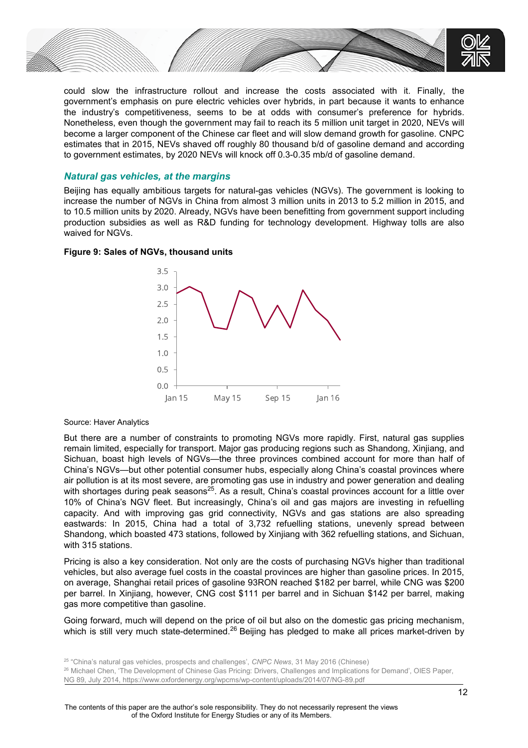could slow the infrastructure rollout and increase the costs associated with it. Finally, the government's emphasis on pure electric vehicles over hybrids, in part because it wants to enhance the industry's competitiveness, seems to be at odds with consumer's preference for hybrids. Nonetheless, even though the government may fail to reach its 5 million unit target in 2020, NEVs will become a larger component of the Chinese car fleet and will slow demand growth for gasoline. CNPC estimates that in 2015, NEVs shaved off roughly 80 thousand b/d of gasoline demand and according to government estimates, by 2020 NEVs will knock off 0.3-0.35 mb/d of gasoline demand.

### *Natural gas vehicles, at the margins*

Beijing has equally ambitious targets for natural-gas vehicles (NGVs). The government is looking to increase the number of NGVs in China from almost 3 million units in 2013 to 5.2 million in 2015, and to 10.5 million units by 2020. Already, NGVs have been benefitting from government support including production subsidies as well as R&D funding for technology development. Highway tolls are also waived for NGVs.

**Figure 9: Sales of NGVs, thousand units**

Source: Haver Analytics

But there are a number of constraints to promoting NGVs more rapidly. First, natural gas supplies remain limited, especially for transport. Major gas producing regions such as Shandong, Xinjiang, and Sichuan, boast high levels of NGVs—the three provinces combined account for more than half of China's NGVs—but other potential consumer hubs, especially along China's coastal provinces where air pollution is at its most severe, are promoting gas use in industry and power generation and dealing with shortages during peak seasons[25]. As a result, China's coastal provinces account for a little over 10% of China's NGV fleet. But increasingly, China's oil and gas majors are investing in refuelling capacity. And with improving gas grid connectivity, NGVs and gas stations are also spreading eastwards: In 2015, China had a total of 3,732 refuelling stations, unevenly spread between Shandong, which boasted 473 stations, followed by Xinjiang with 362 refuelling stations, and Sichuan, with 315 stations.

Pricing is also a key consideration. Not only are the costs of purchasing NGVs higher than traditional vehicles, but also average fuel costs in the coastal provinces are higher than gasoline prices. In 2015, on average, Shanghai retail prices of gasoline 93RON reached $182 per barrel, while CNG was $200 per barrel. In Xinjiang, however, CNG cost $111 per barrel and in Sichuan $142 per barrel, making gas more competitive than gasoline.

Going forward, much will depend on the price of oil but also on the domestic gas pricing mechanism, which is still very much state-determined.[26] Beijing has pledged to make all prices market-driven by

[25] "China's natural gas vehicles, prospects and challenges', *CNPC News*, 31 May 2016 (Chinese)

[26] Michael Chen, 'The Development of Chinese Gas Pricing: Drivers, Challenges and Implications for Demand', OIES Paper, NG 89, July 2014, https://www.oxfordenergy.org/wpcms/wp-content/uploads/2014/07/NG-89.pdf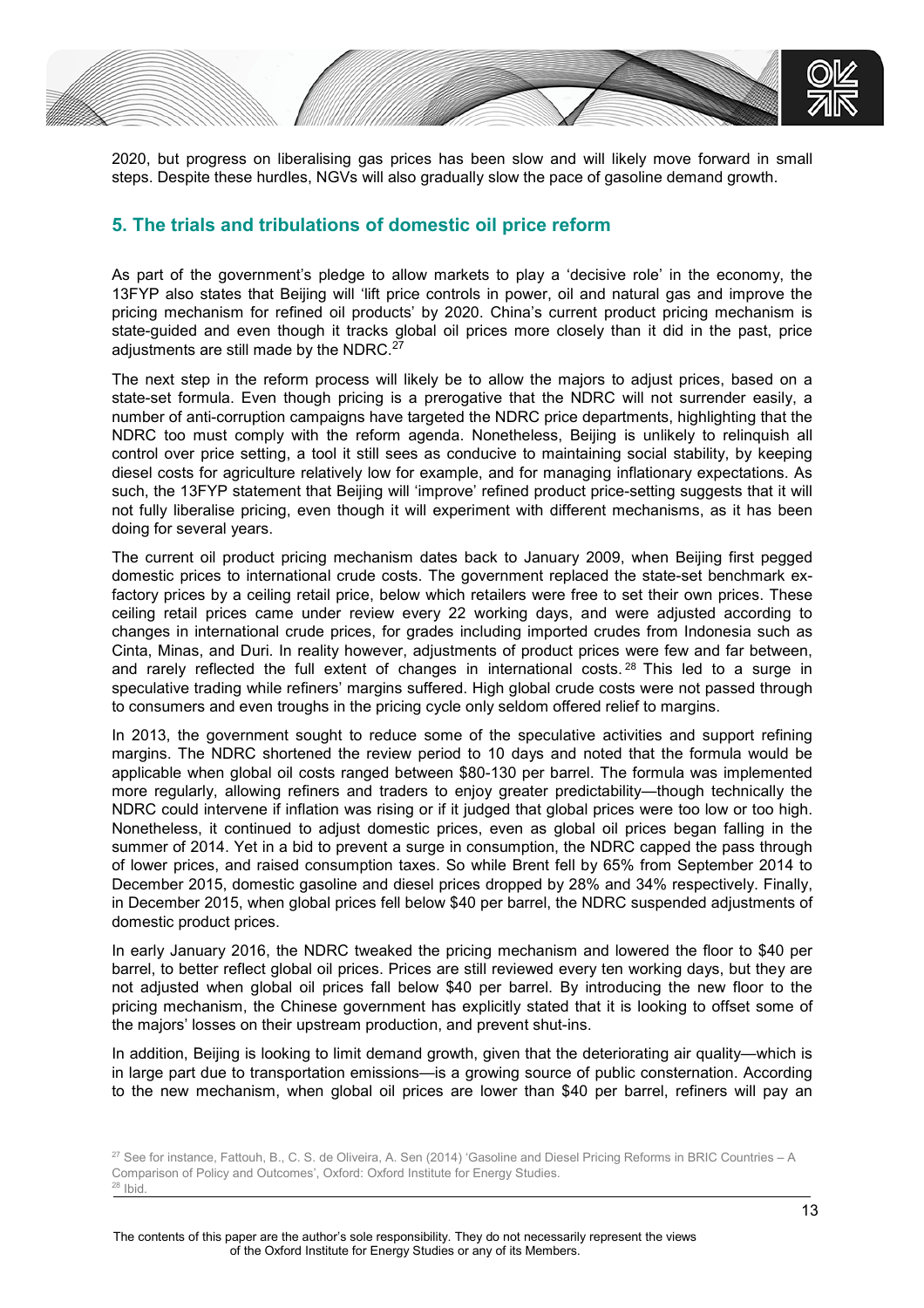2020, but progress on liberalising gas prices has been slow and will likely move forward in small steps. Despite these hurdles, NGVs will also gradually slow the pace of gasoline demand growth.

## 5. The trials and tribulations of domestic oil price reform

As part of the government's pledge to allow markets to play a 'decisive role' in the economy, the 13FYP also states that Beijing will 'lift price controls in power, oil and natural gas and improve the pricing mechanism for refined oil products' by 2020. China's current product pricing mechanism is state-guided and even though it tracks global oil prices more closely than it did in the past, price adjustments are still made by the NDRC.[27]

The next step in the reform process will likely be to allow the majors to adjust prices, based on a state-set formula. Even though pricing is a prerogative that the NDRC will not surrender easily, a number of anti-corruption campaigns have targeted the NDRC price departments, highlighting that the NDRC too must comply with the reform agenda. Nonetheless, Beijing is unlikely to relinquish all control over price setting, a tool it still sees as conducive to maintaining social stability, by keeping diesel costs for agriculture relatively low for example, and for managing inflationary expectations. As such, the 13FYP statement that Beijing will 'improve' refined product price-setting suggests that it will not fully liberalise pricing, even though it will experiment with different mechanisms, as it has been doing for several years.

The current oil product pricing mechanism dates back to January 2009, when Beijing first pegged domestic prices to international crude costs. The government replaced the state-set benchmark ex-factory prices by a ceiling retail price, below which retailers were free to set their own prices. These ceiling retail prices came under review every 22 working days, and were adjusted according to changes in international crude prices, for grades including imported crudes from Indonesia such as Cinta, Minas, and Duri. In reality however, adjustments of product prices were few and far between, and rarely reflected the full extent of changes in international costs.[28] This led to a surge in speculative trading while refiners' margins suffered. High global crude costs were not passed through to consumers and even troughs in the pricing cycle only seldom offered relief to margins.

In 2013, the government sought to reduce some of the speculative activities and support refining margins. The NDRC shortened the review period to 10 days and noted that the formula would be applicable when global oil costs ranged between $80-130 per barrel. The formula was implemented more regularly, allowing refiners and traders to enjoy greater predictability—though technically the NDRC could intervene if inflation was rising or if it judged that global prices were too low or too high. Nonetheless, it continued to adjust domestic prices, even as global oil prices began falling in the summer of 2014. Yet in a bid to prevent a surge in consumption, the NDRC capped the pass through of lower prices, and raised consumption taxes. So while Brent fell by 65% from September 2014 to December 2015, domestic gasoline and diesel prices dropped by 28% and 34% respectively. Finally, in December 2015, when global prices fell below $40 per barrel, the NDRC suspended adjustments of domestic product prices.

In early January 2016, the NDRC tweaked the pricing mechanism and lowered the floor to $40 per barrel, to better reflect global oil prices. Prices are still reviewed every ten working days, but they are not adjusted when global oil prices fall below $40 per barrel. By introducing the new floor to the pricing mechanism, the Chinese government has explicitly stated that it is looking to offset some of the majors' losses on their upstream production, and prevent shut-ins.

In addition, Beijing is looking to limit demand growth, given that the deteriorating air quality—which is in large part due to transportation emissions—is a growing source of public consternation. According to the new mechanism, when global oil prices are lower than $40 per barrel, refiners will pay an

[27] See for instance, Fattouh, B., C. S. de Oliveira, A. Sen (2014) 'Gasoline and Diesel Pricing Reforms in BRIC Countries – A Comparison of Policy and Outcomes', Oxford: Oxford Institute for Energy Studies.

[28] Ibid.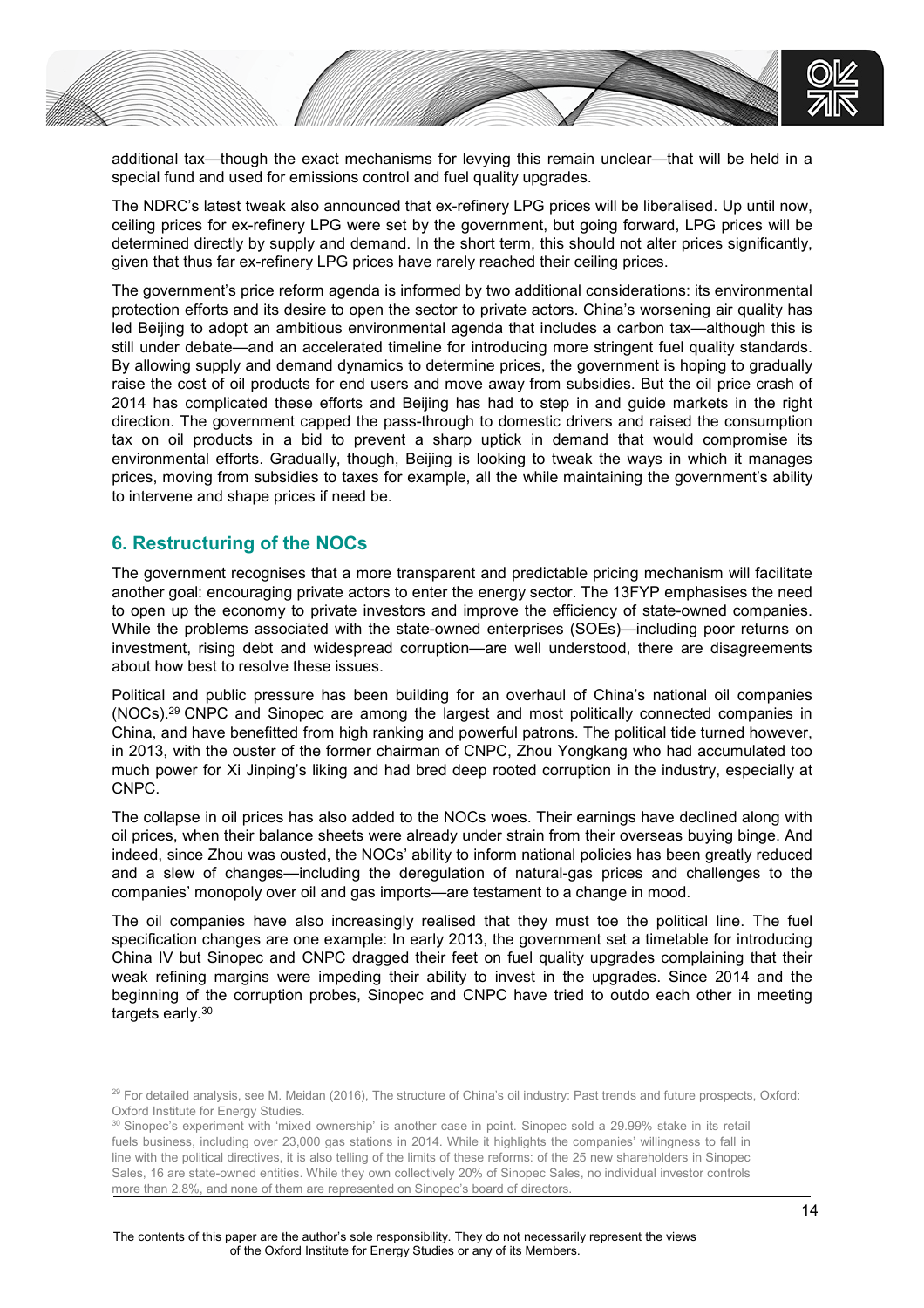additional tax—though the exact mechanisms for levying this remain unclear—that will be held in a special fund and used for emissions control and fuel quality upgrades.

The NDRC's latest tweak also announced that ex-refinery LPG prices will be liberalised. Up until now, ceiling prices for ex-refinery LPG were set by the government, but going forward, LPG prices will be determined directly by supply and demand. In the short term, this should not alter prices significantly, given that thus far ex-refinery LPG prices have rarely reached their ceiling prices.

The government's price reform agenda is informed by two additional considerations: its environmental protection efforts and its desire to open the sector to private actors. China's worsening air quality has led Beijing to adopt an ambitious environmental agenda that includes a carbon tax—although this is still under debate—and an accelerated timeline for introducing more stringent fuel quality standards. By allowing supply and demand dynamics to determine prices, the government is hoping to gradually raise the cost of oil products for end users and move away from subsidies. But the oil price crash of 2014 has complicated these efforts and Beijing has had to step in and guide markets in the right direction. The government capped the pass-through to domestic drivers and raised the consumption tax on oil products in a bid to prevent a sharp uptick in demand that would compromise its environmental efforts. Gradually, though, Beijing is looking to tweak the ways in which it manages prices, moving from subsidies to taxes for example, all the while maintaining the government's ability to intervene and shape prices if need be.

## 6. Restructuring of the NOCs

The government recognises that a more transparent and predictable pricing mechanism will facilitate another goal: encouraging private actors to enter the energy sector. The 13FYP emphasises the need to open up the economy to private investors and improve the efficiency of state-owned companies. While the problems associated with the state-owned enterprises (SOEs)—including poor returns on investment, rising debt and widespread corruption—are well understood, there are disagreements about how best to resolve these issues.

Political and public pressure has been building for an overhaul of China's national oil companies (NOCs).[29] CNPC and Sinopec are among the largest and most politically connected companies in China, and have benefitted from high ranking and powerful patrons. The political tide turned however, in 2013, with the ouster of the former chairman of CNPC, Zhou Yongkang who had accumulated too much power for Xi Jinping's liking and had bred deep rooted corruption in the industry, especially at CNPC.

The collapse in oil prices has also added to the NOCs woes. Their earnings have declined along with oil prices, when their balance sheets were already under strain from their overseas buying binge. And indeed, since Zhou was ousted, the NOCs' ability to inform national policies has been greatly reduced and a slew of changes—including the deregulation of natural-gas prices and challenges to the companies' monopoly over oil and gas imports—are testament to a change in mood.

The oil companies have also increasingly realised that they must toe the political line. The fuel specification changes are one example: In early 2013, the government set a timetable for introducing China IV but Sinopec and CNPC dragged their feet on fuel quality upgrades complaining that their weak refining margins were impeding their ability to invest in the upgrades. Since 2014 and the beginning of the corruption probes, Sinopec and CNPC have tried to outdo each other in meeting targets early.[30]

---

[29] For detailed analysis, see M. Meidan (2016), The structure of China's oil industry: Past trends and future prospects, Oxford: Oxford Institute for Energy Studies.

[30] Sinopec's experiment with 'mixed ownership' is another case in point. Sinopec sold a 29.99% stake in its retail fuels business, including over 23,000 gas stations in 2014. While it highlights the companies' willingness to fall in line with the political directives, it is also telling of the limits of these reforms: of the 25 new shareholders in Sinopec Sales, 16 are state-owned entities. While they own collectively 20% of Sinopec Sales, no individual investor controls more than 2.8%, and none of them are represented on Sinopec's board of directors.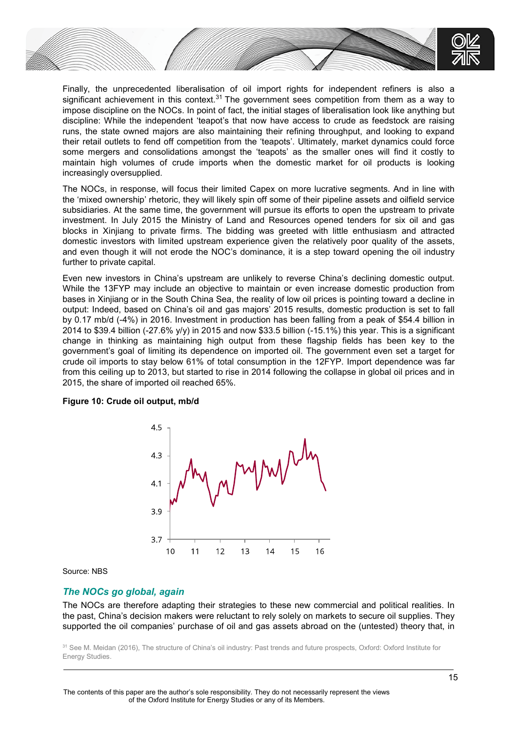Finally, the unprecedented liberalisation of oil import rights for independent refiners is also a significant achievement in this context.[31] The government sees competition from them as a way to impose discipline on the NOCs. In point of fact, the initial stages of liberalisation look like anything but discipline: While the independent 'teapot's that now have access to crude as feedstock are raising runs, the state owned majors are also maintaining their refining throughput, and looking to expand their retail outlets to fend off competition from the 'teapots'. Ultimately, market dynamics could force some mergers and consolidations amongst the 'teapots' as the smaller ones will find it costly to maintain high volumes of crude imports when the domestic market for oil products is looking increasingly oversupplied.

The NOCs, in response, will focus their limited Capex on more lucrative segments. And in line with the 'mixed ownership' rhetoric, they will likely spin off some of their pipeline assets and oilfield service subsidiaries. At the same time, the government will pursue its efforts to open the upstream to private investment. In July 2015 the Ministry of Land and Resources opened tenders for six oil and gas blocks in Xinjiang to private firms. The bidding was greeted with little enthusiasm and attracted domestic investors with limited upstream experience given the relatively poor quality of the assets, and even though it will not erode the NOC's dominance, it is a step toward opening the oil industry further to private capital.

Even new investors in China's upstream are unlikely to reverse China's declining domestic output. While the 13FYP may include an objective to maintain or even increase domestic production from bases in Xinjiang or in the South China Sea, the reality of low oil prices is pointing toward a decline in output: Indeed, based on China's oil and gas majors' 2015 results, domestic production is set to fall by 0.17 mb/d (-4%) in 2016. Investment in production has been falling from a peak of $54.4 billion in 2014 to $39.4 billion (-27.6% y/y) in 2015 and now $33.5 billion (-15.1%) this year. This is a significant change in thinking as maintaining high output from these flagship fields has been key to the government's goal of limiting its dependence on imported oil. The government even set a target for crude oil imports to stay below 61% of total consumption in the 12FYP. Import dependence was far from this ceiling up to 2013, but started to rise in 2014 following the collapse in global oil prices and in 2015, the share of imported oil reached 65%.

**Figure 10: Crude oil output, mb/d**

Source: NBS

### *The NOCs go global, again*

The NOCs are therefore adapting their strategies to these new commercial and political realities. In the past, China's decision makers were reluctant to rely solely on markets to secure oil supplies. They supported the oil companies' purchase of oil and gas assets abroad on the (untested) theory that, in

[31] See M. Meidan (2016), The structure of China's oil industry: Past trends and future prospects, Oxford: Oxford Institute for Energy Studies.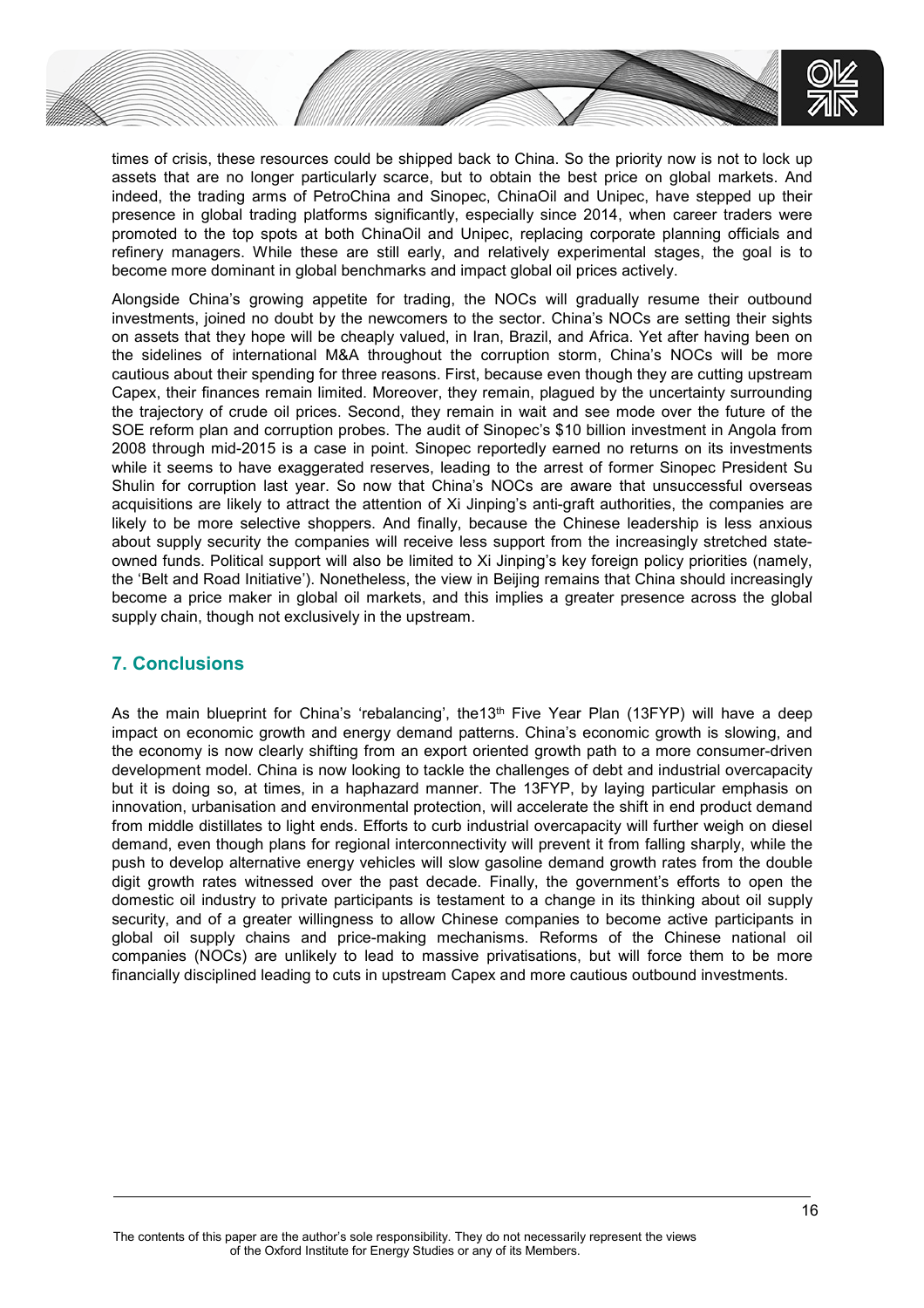times of crisis, these resources could be shipped back to China. So the priority now is not to lock up assets that are no longer particularly scarce, but to obtain the best price on global markets. And indeed, the trading arms of PetroChina and Sinopec, ChinaOil and Unipec, have stepped up their presence in global trading platforms significantly, especially since 2014, when career traders were promoted to the top spots at both ChinaOil and Unipec, replacing corporate planning officials and refinery managers. While these are still early, and relatively experimental stages, the goal is to become more dominant in global benchmarks and impact global oil prices actively.

Alongside China's growing appetite for trading, the NOCs will gradually resume their outbound investments, joined no doubt by the newcomers to the sector. China's NOCs are setting their sights on assets that they hope will be cheaply valued, in Iran, Brazil, and Africa. Yet after having been on the sidelines of international M&A throughout the corruption storm, China's NOCs will be more cautious about their spending for three reasons. First, because even though they are cutting upstream Capex, their finances remain limited. Moreover, they remain, plagued by the uncertainty surrounding the trajectory of crude oil prices. Second, they remain in wait and see mode over the future of the SOE reform plan and corruption probes. The audit of Sinopec's $10 billion investment in Angola from 2008 through mid-2015 is a case in point. Sinopec reportedly earned no returns on its investments while it seems to have exaggerated reserves, leading to the arrest of former Sinopec President Su Shulin for corruption last year. So now that China's NOCs are aware that unsuccessful overseas acquisitions are likely to attract the attention of Xi Jinping's anti-graft authorities, the companies are likely to be more selective shoppers. And finally, because the Chinese leadership is less anxious about supply security the companies will receive less support from the increasingly stretched state-owned funds. Political support will also be limited to Xi Jinping's key foreign policy priorities (namely, the 'Belt and Road Initiative'). Nonetheless, the view in Beijing remains that China should increasingly become a price maker in global oil markets, and this implies a greater presence across the global supply chain, though not exclusively in the upstream.

## 7. Conclusions

As the main blueprint for China's 'rebalancing', the13th Five Year Plan (13FYP) will have a deep impact on economic growth and energy demand patterns. China's economic growth is slowing, and the economy is now clearly shifting from an export oriented growth path to a more consumer-driven development model. China is now looking to tackle the challenges of debt and industrial overcapacity but it is doing so, at times, in a haphazard manner. The 13FYP, by laying particular emphasis on innovation, urbanisation and environmental protection, will accelerate the shift in end product demand from middle distillates to light ends. Efforts to curb industrial overcapacity will further weigh on diesel demand, even though plans for regional interconnectivity will prevent it from falling sharply, while the push to develop alternative energy vehicles will slow gasoline demand growth rates from the double digit growth rates witnessed over the past decade. Finally, the government's efforts to open the domestic oil industry to private participants is testament to a change in its thinking about oil supply security, and of a greater willingness to allow Chinese companies to become active participants in global oil supply chains and price-making mechanisms. Reforms of the Chinese national oil companies (NOCs) are unlikely to lead to massive privatisations, but will force them to be more financially disciplined leading to cuts in upstream Capex and more cautious outbound investments.